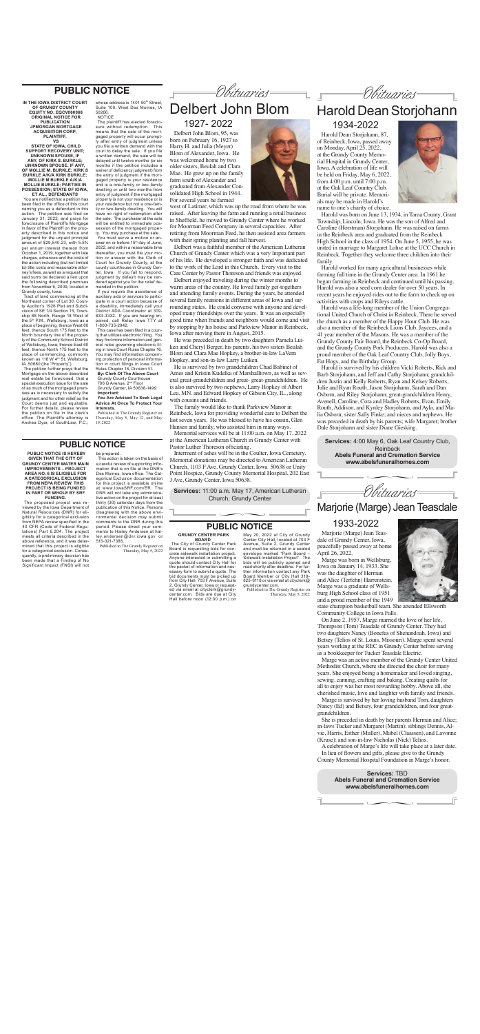# PUBLIC NOTICE

**IN THE IOWA DISTRICT COURT OF GRUNDY COUNTY EQUITY NO: EQCV060068 ORIGINAL NOTICE FOR PUBLICATION JPMORGAN MORTGAGE ACQUISITION CORP, PLAINTIFF, VS STATE OF IOWA, CHILD SUPPORT RECOVERY UNIT; UNKNOWN SPOUSE, IF ANY, OF KIRK S. BURKLE; UNKNOWN SPOUSE, IF ANY, OF MOLLIE M. BURKLE; KIRK S BURKLE A/K/A KIRK BURKLE; MOLLIE M BURKLE A/K/A MOLLIE BURKLE; PARTIES IN POSSESSION; STATE OF IOWA, ET AL., DEFENDANTS**

You are notified that a petition has been filed in the office of this court naming you as a defendant in this action. The petition was filed on January 31, 2022, and prays for foreclosure of Plaintiffs Mortgage in favor of the Plaintiff on the property described in this notice and judgment for the unpaid principal amount of $29,540.23, with 5.5% per annum interest thereon from October 1, 2019, together with late charges, advances and the costs of the action including (but not limited to) title costs and reasonable attorney's fees, as well as a request that said sums be declared a lien upon the following described premises from November 6, 2009, located in Grundy county, Iowa:

Tract of land commencing at the Northeast corner of Lot 30, County Auditor's 1926 Plat and Subdivision of SE 1/4 Section 15, Township 88 North, Range 18 West of the 5th P.M., Wellsburg, Iowa as a place of beginning, thence West 60 feet, thence South 175 feet to the North boundary line of the property of the Community School District of Wellsburg, Iowa; thence East 60 feet; thence North 175 feet to the place of commencing, commonly known as 118 W 4th St, Wellsburg, IA 50680 (the "Property")

The petition further prays that the Mortgage on the above described real estate be foreclosed, that a special execution issue for the sale of as much of the mortgaged premises as is necessary to satisfy the judgment and for other relief as the Court deems just and equitable. For further details, please review the petition on file in the clerk's office. The Plaintiffs attorney is Andrea Dyar, of SouthLaw, P.C.; whose address is 1401 50th Street, Suite 100, West Des Moines, IA 50266.

NOTICE

The plaintiff has elected foreclosure without redemption. This means that the sale of the mortgaged property will occur promptly after entry of judgment unless you file a written demand with the court to delay the sale. If you file a written demand, the sale will be delayed until twelve months (or six months if the petition includes a waiver of deficiency judgment) from the entry of judgment if the mortgaged property is your residence and is a one-family or two-family dwelling or until two months from entry of judgment if the mortgaged property is not your residence or is your residence but not a one-family or two-family dwelling. You will have no right of redemption after the sale. The purchaser at the sale will be entitled to immediate possession of the mortgaged property. You may purchase at the sale.

You must serve a motion or answer on or before 15th day of June, 2022, and within a reasonable time thereafter, you must file your motion or answer with the Clerk of Court for Grundy County, at the county courthouse in Grundy Center, Iowa. If you fail to respond, judgment by default may be rendered against you for the relief demanded in the petition.

If you require the assistance of auxiliary aids or services to participate in a court action because of a disability, immediately call your District ADA Coordinator at 319-833-3332. If you are hearing impaired, call Relay Iowa TTY at 1-800-735-2942.

This case has been filed in a county that utilizes electronic filing. You may find more information and general rules governing electronic filing in Iowa Court Rules Chapter 16. You may find information concerning protection of personal information in court filings in Iowa Court Rules Chapter 16, Division VI.

**By: Clerk Of The Above Court**
Grundy County Courthouse
706 G Avenue, 2nd Floor
Grundy Center, IA 50638-1499

**Important:**

**You Are Advised To Seek Legal Advice At Once To Protect Your Interests.**

*Published in The Grundy Register on Thursday, May 5, May 12, and May 19, 2022*

# PUBLIC NOTICE

**PUBLIC NOTICE IS HEREBY GIVEN THAT THE CITY OF GRUNDY CENTER WATER MAIN IMPROVEMENTS – PROJECT AREA NO. 6 IS ELIGIBLE FOR A CATEGORICAL EXCLUSION FROM NEPA REVIEW. THIS PROJECT IS BEING FUNDED IN PART OR WHOLE BY SRF FUNDING.**

The proposed project was reviewed by the Iowa Department of Natural Resources (DNR) for eligibility for a categorical exclusion from NEPA review specified in the 40 CFR (Code of Federal Regulations) Part 6.204. The project meets all criteria described in the above reference, and it was determined that this project is eligible for a categorical exclusion. Consequently, a preliminary decision has been made that a Finding of No Significant Impact (FNSI) will not be prepared.

This action is taken on the basis of a careful review of supporting information that is on file at the DNR's Des Moines, Iowa office. The Categorical Exclusion documentation for this project is available online at: www.IowaSRF.com/ER. The DNR will not take any administrative action on the project for at least thirty (30) calendar days from the publication of this Notice. Persons disagreeing with the above environmental decision may submit comments to the DNR during this period. Please direct your comments to Hailey Andersen at hailey.andersen@dnr.iowa.gov or 515-321-7385.

*Published in The Grundy Register on Thursday, May 5, 2022*

*Obituaries*

# Delbert John Blom

## 1927- 2022

Delbert John Blom, 95, was born on February 16, 1927 to Harry H. and Julia (Meyer) Blom of Alexander, Iowa. He was welcomed home by two older sisters, Beulah and Clara Mae. He grew up on the family farm south of Alexander and graduated from Alexander Consolidated High School in 1944. For several years he farmed west of Latimer, which was up the road from where he was raised. After leaving the farm and running a retail business in Sheffield, he moved to Grundy Center where he worked for Moorman Feed Company in several capacities. After retiring from Moorman Feed, he then assisted area farmers with their spring planting and fall harvest.

Delbert was a faithful member of the American Lutheran Church of Grundy Center which was a very important part of his life. He developed a stronger faith and was dedicated to the work of the Lord in this Church. Every visit to the Care Center by Pastor Thoreson and friends was enjoyed.

Delbert enjoyed traveling during the winter months to warm areas of the country. He loved family get-togethers and attending family events. During the years, he attended several family reunions in different areas of Iowa and surrounding states. He could converse with anyone and developed many friendships over the years. It was an especially good time when friends and neighbors would come and visit by stopping by his house and Parkview Manor in Reinbeck, Iowa after moving there in August, 2015.

He was preceded in death by two daughters Pamela Luiken and Cheryl Berger, his parents, his two sisters Beulah Blom and Clara Mae Hopkey, a brother-in-law LaVern Hopkey, and son-in-law Larry Luiken.

He is survived by two grandchildren Chad Babinet of Ames and Kristin Kudelka of Marshalltown, as well as several great-grandchildren and great- great-grandchildren. He is also survived by two nephews, Larry Hopkey of Albert Lea, MN. and Edward Hopkey of Gibson City, IL., along with cousins and friends.

The family would like to thank Parkview Manor in Reinbeck, Iowa for providing wonderful care to Delbert the last seven years. He was blessed to have his cousin, Glen Hansen and family, who assisted him in many ways.

Memorial services will be at 11:00 a.m. on May 17, 2022 at the American Lutheran Church in Grundy Center with Pastor Luther Thoreson officiating.

Interment of ashes will be in the Coulter, Iowa Cemetery. Memorial donations may be directed to American Lutheran Church, 1103 F Ave. Grundy Center, Iowa 50638 or Unity Point Hospice, Grundy County Memorial Hospital, 202 East J Ave, Grundy Center, Iowa 50638.

**Services:** 11:00 a.m. May 17, American Lutheran Church, Grundy Center

# PUBLIC NOTICE

**GRUNDY CENTER PARK BOARD**

The City of Grundy Center Park Board is requesting bids for concrete sidewalk installation project. Anyone interested in submitting a quote should contact City Hall for the packet of information and necessary form to submit a quote. The bid documents must be picked up from City Hall, 703 F Avenue, Suite 2, Grundy Center, Iowa or requested via email at citycierk@grundycenter.com. Bids are due at City Hall before noon (12:00 p.m.) on May 20, 2022 at City of Grundy Center City Hall, located at 703 F Avenue, Suite 2, Grundy Center and must be returned in a sealed envelope marked "Park Board – Sidewalk Installation Project". The bids will be publicly opened and read shortly after deadline. For further information contact any Park Board Member or City Hall 319-825-6118 or via email at citycierk@grundycenter.com.

*Published in The Grundy Register on Thursday, May 5, 2022*

*Obituaries*

# Harold Dean Storjohann

## 1934-2022

Harold Dean Storjohann, 87, of Reinbeck, Iowa, passed away on Monday, April 25, 2022, at the Grundy County Memorial Hospital in Grundy Center, Iowa. A celebration of life will be held on Friday, May 6, 2022, from 4:00 p.m. until 7:00 p.m. at the Oak Leaf Country Club. Burial will be private. Memorials may be made in Harold's name to one's charity of choice.

Harold was born on June 13, 1934, in Tama County, Grant Township, Lincoln, Iowa. He was the son of Alfred and Caroline (Horstman) Storjohann. He was raised on farms in the Reinbeck area and graduated from the Reinbeck High School in the class of 1954. On June 5, 1955, he was united in marriage to Margaret Lohse at the UCC Church in Reinbeck. Together they welcome three children into their family.

Harold worked for many agricultural businesses while farming full time in the Grundy Center area. In 1961 he began farming in Reinbeck and continued until his passing. Harold was also a seed corn dealer for over 50 years. In recent years he enjoyed rides out to the farm to check up on activities with crops and Rileys cattle.

Harold was a life-long member of the Union Congregational United Church of Christ in Reinbeck. There he served the church as a member of the Happy Hour Club. He was also a member of the Reinbeck Lions Club, Jaycees, and a 41 year member of the Masons. He was a member of the Grundy County Fair Board, the Reinbeck Co-Op Board, and the Grundy County Pork Producers. Harold was also a proud member of the Oak Leaf Country Club, Jolly Boys, Fat Hogs, and the Birthday Group.

Harold is survived by his children Vicki Roberts, Rick and Barb Storjohann, and Jeff and Cathy Storjohann; grandchildren Justin and Kelly Roberts, Ryan and Kelsey Roberts, Julie and Ryan Routh, Jason Storjohann, Sarah and Dan Osborn, and Riley Storjohann; great-grandchildren Henry, Avenell, Caroline, Cora and Hadley Roberts, Evan, Emily Routh, Addison, and Kynley Storjohann, and Ayla, and Malia Osborn; sister Sally Finke; and nieces and nephews. He was preceded in death by his parents; wife Margaret; brother Dale Storjohann and sister Diane Giesking.

**Services:** 4:00 May 6, Oak Leaf Country Club, Reinbeck
**Abels Funeral and Cremation Service**
**www.abelsfuneralhomes.com**

*Obituaries*

# Marjorie (Marge) Jean Teasdale

## 1933-2022

Marjorie (Marge) Jean Teasdale of Grundy Center, Iowa, peacefully passed away at home April 26, 2022.

Marge was born in Wellsburg, Iowa on January 14, 1933. She was the daughter of Herman and Alice (Terfehn) Harrenstein. Marge was a graduate of Wellsburg High School class of 1951 and a proud member of the 1949 state-champion basketball team. She attended Ellsworth Community College in Iowa Falls.

On June 2, 1957, Marge married the love of her life, Thompson (Tom) Teasdale of Grundy Center. They had two daughters Nancy (Bonefas of Shenandoah, Iowa) and Betsey (Telios of St. Louis, Missouri). Marge spent several years working at the REC in Grundy Center before serving as a bookkeeper for Tucker Teasdale Electric.

Marge was an active member of the Grundy Center United Methodist Church, where she directed the choir for many years. She enjoyed being a homemaker and loved singing, sewing, canning, crafting and baking. Creating quilts for all to enjoy was her most rewarding hobby. Above all, she cherished music, love and laughter with family and friends.

Marge is survived by her loving husband Tom, daughters Nancy (Ed) and Betsey, four grandchildren, and four great-grandchildren.

She is preceded in death by her parents Herman and Alice; in-laws Tucker and Margaret (Martin); siblings Dennis, Alvie, Harris, Esther (Muller), Mabel (Claassen), and Lavonne (Kruse); and son-in-law Nicholas (Nick) Telios.

A celebration of Marge's life will take place at a later date. In lieu of flowers and gifts, please give to the Grundy County Memorial Hospital Foundation in Marge's honor.

**Services:** TBD
**Abels Funeral and Cremation Service**
**www.abelsfuneralhomes.com**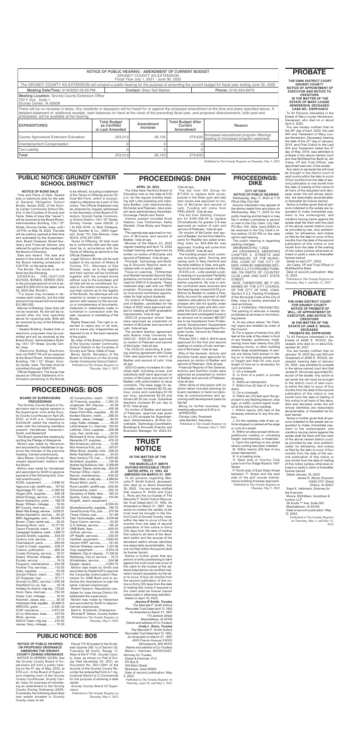## NOTICE OF PUBLIC HEARING - AMENDMENT OF CURRENT BUDGET
GRUNDY COUNTY AG EXTENSION
Fiscal Year July 1, 2021 - June 30, 2022

The GRUNDY COUNTY AG EXTENSION will conduct a public hearing for the purpose of amending the current budget for fiscal year ending June 30, 2022

**Meeting Date/Time:** 5/16/2022 05:30 PM | **Contact:** Shari Sell Bakker | **Phone:** (319) 824-6979

**Meeting Location:** Grundy County Extension Office
703 F Ave., Suite 1
Grundy Center, IA 50638

There will be no increase in taxes. Any residents or taxpayers will be heard for or against the proposed amendment at the time and place specified above. A detailed statement of: additional receipts, cash balances on hand at the close of the preceding fiscal year, and proposed disbursements, both past and anticipated, will be available at the hearing.

| EXPENDITURES | Total Budget as Certified or Last Amended | Amendment Increase | Total Budget After Current Amendment | Reason |
|---|---|---|---|---|
| County Agricultural Extension Education | 253,513 | 26,120 | 279,633 | Increased educational program offerings leading to increased program expenses |
| Unemployment Compensation | 0 | 0 | 0 | |
| Tort Liability | 0 | 0 | 0 | |
| Total | 253,513 | 26,120 | 279,633 | |

Published in The Grundy Register on Thursday, May 5, 2022

# PUBLIC NOTICE: GRUNDY CENTER SCHOOL DISTRICT

**NOTICE OF BOND SALE**

Time and Place of Sale: Sealed bids or electronic bids for the sale of General Obligation School Bonds, Series 2022, of the Grundy Center Community School District, in the Counties of Grundy and Tama, State of Iowa (the "Issuer"), will be received at the Board Room, Administration Building, 1301 12th Street, Grundy Center, Iowa, until :30 P.M. on May 18, 2022. The bids will be publicly opened at that time and evaluated by the Superintendent, Board Treasurer, Board Secretary and Financial Advisor and referred for action at the meeting of the Board of Directors.

Sale and Award: The sale and award of the bonds will be held at the Board meeting scheduled at 5:00 P.M. on the same date.

The Bonds: The bonds to be offered are the following:

GENERAL OBLIGATION SCHOOL BONDS, SERIES 2022, in the principal amount of not to exceed $12,990,000 to be dated June 29, 2022 (the "Bonds").

*Tax issuer may increase or decrease each maturity, but the total amount to be issued will not exceed $12,990,000.

Manner of Bidding: Open bids will not be received. No bid will be received after the time specified above for receiving bids. Bids will be received by any of the following methods:

• Sealed Bidding: Sealed bids or electronic proposals may be submitted and will be received at the Board Room, Administration Building, 1301 12th Street, Grundy Center, Iowa.

• Electronic Bidding: Electronic bids via PARITY® will be received at the Board Room, Administration Building, 1301 12th Street, Grundy Center, Iowa. The bids must be submitted through PARITY®.

Official Statement: The Issuer has issued an Official Statement of information pertaining to the Bonds to be offered, including a statement of the Terms of Offering and an Official Bid Form, which is incorporated by reference as a part of this notice. The Official Statement may be obtained by request addressed to the Secretary of the Board of Directors, Grundy Center Community School District, 1301 12th Street, Grundy Center, Iowa 50638, (319) 825-5418; or Matt Gillaspie, Piper Sandler & Co., 3900 Ingersoll, Suite 110, Des Moines, Iowa 50312, (515) 247-2353.

Terms of Offering: All bids must be in conformity with and the sale must be in accordance with the Terms of Offering as set forth in the Official Statement.

Legal Opinion: Bonds will be sold subject to the opinion of Ahlers & Cooney, P.C., Attorneys of Des Moines, Iowa, as to the legality and their opinion will be furnished together with the printed bonds without cost to the purchaser and all bids will be so conditioned. Except to the extent necessary to issue their opinion as to the legality of the Bonds, the attorneys will not examine or review or express any opinion with respect to the accuracy or completeness of documents, materials or statements made or furnished in connection with the sale, issuance or marketing of the Bonds.

Rights Reserved: The right is reserved to reject any or all bids, and to waive any irregularities as deemed to be in the best interests of the public.

By order of the Board of Directors of the Grundy Center Community School District in the Counties of Grundy and Tama, State of Iowa.

Becky Smith, Secretary of the Board of Directors of the Grundy Center Community School District

Published in The Grundy Register on Thursday, May 5, 2022

# PROCEEDINGS: DNH

**APRIL 20, 2022**

The Dike-New Hartford Board of Education met on this date at 5:00 p.m. for the regular monthly meeting with Lotts presiding and members Badker, Lehr (electronically), McCarter and Petersen. Also present were administrators Stockdale, Druvenga, Petullo and Textor.

Visitors present included Kristi Watson, Lisa Timmerman, Kallie Wardell, Chad Bixby and Waylon Bern.

The agenda was approved on motion of McCarter and second of Badker. Vote all aye.

Minutes of the March 23, 2022 regular meeting and April 13, 2022 budget hearing were approved as written on motion of McCarter and second of Petersen. Vote all aye.

Principal, Technology and Building & Grounds Reports were reviewed with no action taken.

Focus on Learning – Timmerman and Wardell reviewed Second Step guidance curriculum and activities used for DNH K-8 students. These materials align well with our PBIS program. Druvenga showed data on concurrent enrollment opportunities for high school students.

On motion of Petersen and second of Badker, candidates for the Class of 2022 were approved subject to meeting all DNH graduation requirements. Vote all aye.

2022-23 proposed school fees were approved as presented on motion of McCarter and second of Lehr. Vote all aye.

The student teacher agreement with Buena Vista University for 2022-23 - 2024-25 was approved on motion of Petersen and second of McCarter. Vote all aye.

The 2022-23 swimming & bowling sharing agreement with Cedar Falls was approved on motion of Badker and second of Lehr. Vote all aye.

2022-23 salary increases for classified staff, including nurses, and substitute staff were approved on motion of McCarter and second of Badker, with authorization to issue contracts. The base wage for associates was increased $2.00 per hour, cooks and custodians $1.00 per hour, secretaries $2.05 and drivers $0.50 per route. Substitute teachers increase $5 per day to $115. Vote all aye.

On motion of Badker and second of Petersen, approval was given for a 3.5% increase for Superintendent, Administrators, At-Risk Coordinator, Technology Coordinator, Buildings & Grounds Director and Business Manager for 2022-23. Vote all aye.

The bid from H2I Group for $17,600 to replace both scoreboards in the Elem gym and add shot clocks was approved on motion of McCarter and second of Lehr. Funding will come from PPEL/SAVE. Vote all aye.

The bid from Sterling Computers for $165,306.40 to replace Chromebooks for grades 2-6 was approved on motion of Lehr and second of Petersen. Vote all aye.

On motion of McCarter and second of Badker, the bid from Mall Experts for Resilife two sided wrestling mats for $54,664.84 was approved. Funding will come from PPEL/SAVE. Vote all aye.

The building project work continues including paint, flooring and ceiling work in New Hartford and the west addition in Dike, and parking lot dirt work has started in Dike.

At 6:00 p.m., Lotts opened a public hearing on a proposed Flexibility Account transfer to cover staff retention payments. No oral or written comments were received and the hearing was closed at 6:03 p.m. Motion by Badker to create a Flexibility Account for payment of staff retention allocations for those employees who did not qualify under the Governor's plan and who complete the 2021-22 school year. Unexpended and unobligated funds in an amount not to exceed $87,627 are to be transferred from Professional Development Supplement and Home School Assistance Program funds. Second by Petersen. Vote all aye.

Policies 303.1, 406.5, 804.6 were approved for the first and second reading on motion of Lehr and second of McCarter. Vote all aye.

Bills of the General, Activity and Nutrition funds were approved for payment on motion of Badker and second of Petersen. Vote all aye.

Financial Reports of the General, Activity and Nutrition funds were approved as presented on motion of Badker and second of Petersen. Vote all aye.

Other items of discussion with no action taken included planning for board members to hand out diplomas at commencement and upcoming staff development plans for the fall.

Being no further business, the meeting adjourned at 6:30 p.m.

APPROVED:

Christa Lotts, President

Julie Merfeld, Secretary

Published in The Grundy Register on Thursday, May 5, 2022

# TRUST NOTICE

**IN THE MATTER OF THE TRUST: THE MARCELLE P. SMITH DUFORD REVOCABLE TRUST DATED APRIL 13, 1993, AS AMENDED ON MARCH 21, 1997**

To all persons regarding Marcelle P. Smith Duford, deceased, who died on or about December 26, 2002. You are hereby notified that Jessica R. Smith and Cody L. Roos are the co-trustee of The Marcelle P. Smith Duford Revocable Trust Dated April 13, 1993, As Amended on March 21, 1997. Any action to contest the validity of the trust must be brought in the District Court of Grundy County, Iowa, within the later to occur of four (4) months from the date of second publication of this notice or thirty (30) days from the date of mailing this notice to all heirs of the decedent settlor and the spouse of the decedent settlor whose identities are reasonably ascertainable. Any suit not filed within this period shall be forever barred.

Notice is further given that any person or entity possessing a claim against the trust must mail proof of the claim to the trustee at the address listed below via certified mail, return receipt requested, by the later to occur of four (4) months from the second publication of this notice or thirty (30) days from the date of mailing this notice if required or the claim shall be forever barred unless paid or otherwise satisfied.

Dated on April 19, 2022.

***Jessica R Smith, Trustee***

*The Marcelle P. Smith Duford Revocable Trust Dated April 13, 1993 As Amended on March 21, 1997*
*113 Jackson Street*
*Marshalltown, IA 50158*
*(Name and address of Co-Trustee)*

***Cody L. Roos, Trustee***

*The Marcelle P. Smith Duford Revocable Trust Dated April 13, 1993, As Amended on March 21, 1997*
*4525 France Avenue S #303*
*Minneapolis, MN 55410*
*(Name and address of Co-Trustee)*

Maria L. Hartman, #AT0010467, Attorney for Trustee
Sweet & Hartman, PLC
PO Box B
305 Main Street
Reinbeck, Iowa 50669

Date of second publication: May 5, 2022

Published in The Grundy Register on Thursday, April 28, and May 5, 2022

# PROCEEDINGS: DIKE

**CITY OF DIKE NOTICE OF PUBLIC HEARING**

Wednesday, May 11, 2022 at 7:10 PM at Dike City Hall

Anyone interested may appear at the above stated time and place on Wednesday, May 11, 2022 for the public hearing and be heard or may file in written comments in person or mail to the City Clerk, City Hall, PO Box 186, Dike, Iowa 50624 to be received in the City Clerk's office before 12:00 PM on the date set for said hearing.

The public hearing is regarding parking changes:

ORDINANCE NO. 1-2022

AN ORDINANCE AMENDING CHAPTER 5, STREETS AND SIDEWALKS, OF THE MUNICIPAL CODE OF THE CITY OF DIKE, IOWA BY AMENDING SECTIONS 5.2.2 TO PROHIBIT PARKING ON PARTS OF COUNTRY CLUB LANE AND EAST STATE STREET.

NOW, THEREFORE, BE IT ORDAINED BY THE CITY COUNCIL OF THE CITY OF DIKE, IOWA: Section 5.2.2, Parking Prohibited, of the Municipal Code of the City of Dike, Iowa is hereby amended to read as follows:

5.2.2 PARKING PROHIBITED: The parking of vehicles is hereby prohibited at all times in the following places:

A. At any place where "No Parking" signs are installed by order of the Council.

B. For a space of twenty-five (25) feet at the side of the street in front of any theater, auditorium, hotel, having more than twenty-five (25) sleeping rooms, or other building where large assemblages of people are being held except in taking on or discharging passengers or freight and then for only such length of time as is necessary for such purposes.

C. on a sidewalk.

D. In front of a public or private driveway.

E. Within an intersection.

F. Within five (5) feet of a fire hydrant.

G. On a crosswalk.

H. Within ten (10) feet upon the approach to any flashing beacon, stop sign, or traffic control signal located at the side of the roadway.

I. Within twenty (20) feet of the driveway entrance to any fire station.

J. On the roadway side of any vehicle stopped or parked at the edge or curb of a street.

K. Within an alley except while expeditiously loading or unloading freight, merchandise, or materials.

L. Upon the parking on any street where curbing has been installed.

M. Within twenty (20) feet of any street intersection.

N. In a loading zone.

O. West side of Country Club Lane from Fox Ridge Road to 180th Street.

P. North side of East State Street between 7th Street and the east side of the golf course maintenance building driveway approach.

Published in The Grundy Register on Thursday, May 5, 2022

# PROBATE

**THE IOWA DISTRICT COURT GRUNDY COUNTY NOTICE OF APPOINTMENT OF EXECUTOR AND NOTICE TO CREDITORS IN THE MATTER OF THE ESTATE OF MARY LOUISE HENDERSON, DECEASED CASE NO.: ESPR102612**

To All Persons Interested in the Estate of Mary Louise Henderson, Deceased, who died on or about April 2, 2022:

You are hereby notified that on the 26th day of April, 2022, the Last Will and Testament of Mary Louise Henderson, Deceased, bearing the date of the 27th day of January, 2015, and First Codicil to the Last Will and Testament dated the 4th day of May, 2016, was admitted to probate in the above-named court and that MidWestOne Bank by Jim Carey, VP and Trust Officer, was appointed executor of the estate.

Any claim to set aside the will must be brought in the district court of said county within the later to occur of four months from the date of second publication or one month from the date of mailing of this notice to all heirs of the decedent and devisees under the will whose identities are reasonably ascertainable, or thereafter be forever barred.

Notice is further given that all persons indebted to the estate are requested to make immediate payment to the undersigned, and creditors having claims against the estate shall file them with the clerk of the above named district court, as provided by law, duly authenticated, for allowance, and unless so filed by the later to occur of four months from the date of the second publication of this notice or one month from the date of mailing of this notice (unless otherwise allowed or paid) a claim is thereafter forever barred.

Dated on April 27th, 2022.

Jim Carey, VP and Trust Officer of MidWestOne Bank

Date of second publication: May 12, 2022

Published in The Grundy Register on Thursday, May 5 and May 12, 2022

# PROBATE

**THE IOWA DISTRICT COURT FOR GRUNDY COUNTY NOTICE OF PROBATE OF WILL, OF APPOINTMENT OF EXECUTOR, AND NOTICE TO CREDITORS IN THE ESTATE OF JANE E. WOOD, DECEASED PROBATE NO. ESPR102589**

To All Persons Interested in the Estate of JANE E. WOOD, Deceased, who died on or about December 24, 2021:

You are hereby notified that on January 10, 2022 the Last Will and Testament of JANE E. WOOD, deceased, bearing date of January 30, 2020, was admitted to probate in the above named court and that James R. Wood was appointed Executor of the estate. Any action to set aside the will must be brought in the district court of said county within the later to occur of four months from the date of the second publication of this notice or one month from the date of mailing of this notice to all heirs of the decedent and devisees under the will whose identities are reasonably ascertainable, or thereafter be forever barred.

Notice is further given that all persons indebted to the estate are requested to make immediate payment to the undersigned, and creditors having claims against the estate shall file them with the clerk of the above named district court, as provided by law, duly authenticated, for allowance, and unless so filed by the later to occur of four months from the date of the second publication of this notice or one month from the date of mailing of this notice (unless otherwise allowed or paid) a claim is thereafter forever barred.

Dated January 19, 2022

***James R. Wood, Executor***
*14492 270th Street*
*Eldora, IA 50627*

Sean K. Heitmann, Attorney for the Executor

Moore, McKibben, Goodman & Lorenz, LLP
26 South 1st Ave, Suite 302
Marshalltown, IA 50158

Date of second publication: May 12, 2022

Published in The Grundy Register on Thursday, May 5, and May 12, 2022

# PROCEEDINGS: BOS

**BOARD OF SUPERVISORS PROCEEDINGS**

The Grundy County Board of Supervisors met in regular session in the Supervisors' room at the Grundy County Courthouse on April 25, 2022, at 9:00 a.m. Chairperson Schildroth called the meeting to order with the following members present: Vandehaar, Halverson, Smith, and Nederhoff.

The Board opened the meeting by reciting the Pledge of Allegiance.

Motion was made by Halverson and seconded by Vandehaar to approve the minutes of the previous meeting. Carried unanimously.

Gary Mauer, County Engineer, reviewed department matters with the Board.

Motion was made by Vandehaar and seconded by Smith to approve payment of the following bills: (Carried unanimously.)

ACES, equipment............2,896.00
Agsource Lab, landfill exp.....107.00
Aguarange FS, fuel ...........4,366.52
Airgas USA, supplies..........256.28
Alliant Energy, service .... 3,119.28
Baum Hydraulics, parts ........ 189.78
Beyer, William, mileage .......16.00
BH County, med exp ............. 140.00
Black Hills Energy, service...3,038.21
Blythe Sanitation, service......80.00
BMC Aggregates, rock....36,649.75
Brown, Chad, reimb exp .........30.00
Bruening Rock, rock ......12,171.91
Canon Financial, maint........ 139.37
Cartegraph Systems, maint...1,859.73
Central Distrib, supplies .......334.00
Century Link, service..............57.13
Chemsearch, parts ...............269.95
Cowel to Coast, supplies.......408.01
Column, publication..............269.24
Cooley Pumping, service........78.57
Deters, Rhonda, mileage........86.00
Ecolab, service.....................74.15
Ferguson, maintenance........344.59
Frontier Tire, services............ 115.00
Galls, supplies ......................52.49
Gordon Flesch, maint .......... 169.77
GC Engineer, fuel .................. 671.71
Grundy Co REC, service .1,255.59
Heartland Co-op, fuel ...........40.18
Holiday Inn Airport, mtg exp...772.80
Hook, Sara, med exp ..........752.00
Huber, Carl, mileage ...............16.00
Huisman, Jesse, exp .............30.00
Hutchinson Salt, supplies ...22,468.13
INRCOG, grant...................4,550.30
ICAP, insurance .................2,873.25
IA Co Attorneys, dues.........437.00
IRUA, service ........................22.25
ISACA Treas, mtg exp ........210.00
James, Gary, mileage ............15.00
JD Construction, maint.......7,897.33
JD Financial, supplies........1,283.33
Jorgensen, Bill, mtg exp .......45.58
Kahn Tile, supplies ..............429.36
Karen Print-Rite, supplies.....80.25
Konken Electric, maint..........289.00
Koester, Jason, mileage ........80.00
Lang, Katie, mileage ..............48.00
LaTeenbeeke CJ, med exp... 150.00
Latimer, Chris, supplies .......228.38
Lyon, Zac, reimb exp............30.00
McDowell & Sons, hauling.. 525.00
Menards-CF, supplies ........476.06
Mid American, service ........ 10.65
Mid-America Pub, pub ........397.87
Miller-Buck, Janetta, mile.....306.00
Moler Sanitation, service .......53.00
New Century FS, fuel..........5,245.65
Northland, supplies ............. 139.95
Nutrien Ag Solutions, fuel.....5,298.88
Petersen, Elaine, reimb exp...600.00
Premier Office, maint.............24.89
Racom, maintenance...........939.02
Rickert Allen, co atty exp .....4,064.64
Rouse Motor, parts ..............310.10
Rural Landfill, landfill exp....502.90
Schumacher, maint..............202.33
Secretary of State, fees........190.43
Sparks, Carie, mileage ........103.60
Stogdill, Jason, equipment ...........
..........................................8,500.00
StoreyKenworthy, supplies....785.70
Tama/Grundy Pub, pub.......270.95
Times-Citizen, pub.............121.68
Tyler Technologies, maint.....9,574.96
Tyson Comm, service ...........53.50
U S Cellular, service...........165.22
UMB Bank, fees..................600.00
Unifirst, service ....................53.09
UP Health, services.............330.00
VanWall, equipment..........7,695.00
Verizon NWF, service .......... 161.90
Verizon Wireless, service...1,307.48
Visa, equipment .................6,634.18
Waterloo, City of, mtg exp...11,100.00
Wellsburg, City of, service....19.72
Windstream, service ..........204.98
Ziegler, repairs ...................4,060.75

Motion was made by Smith and seconded by Nederhoff to approve the Corporate Authorization Resolution for GNB Bank and to authorize the chairperson to sign the same. Carried unanimously.

Robert Nazario, Republican candidate for Iowa House District 54, addressed the supervisors.

Motion was made by Halverson and seconded by Smith to adjourn. Carried unanimously.

Mark A. Schildroth, Chairperson

Rhonda R. Deters, County Auditor

Published in The Grundy Register on Thursday, May 5, 2022

# PUBLIC NOTICE: BOS

**NOTICE OF PUBLIC HEARING ON PROPOSED ORDINANCE AMENDING THE GRUNDY COUNTY ZONING ORDINANCE**

NOTICE IS HEREBY GIVEN, that the Grundy County Board of Supervisors will hold a public hearing on the 9th day of May, 2022, at 9:00 a.m. in the Board of Supervisors meeting room of the Grundy County Courthouse, Grundy Center, Iowa, for purposes of considering an amendment to the Grundy County Zoning Ordinance (2009-5) whereby the following described real estate situated in Grundy County, Iowa, to-wit:

Parcel 716-B located in the Southeast Quarter (SE ¼) of Section 35, Township 86 North, Range 17, West of the 5th P.M., Grundy County, Iowa, as shown on Plat of Survey filed November 30, 2021, as Document No. 2021-2941 of the records of the Grundy County Recorder be reclassified from A-1 Agricultural District to C-Commercial for the purpose of allowing a data center.

*Grundy County Board Of Supervisors*

Published in The Grundy Register on Thursday, May 5, 2022